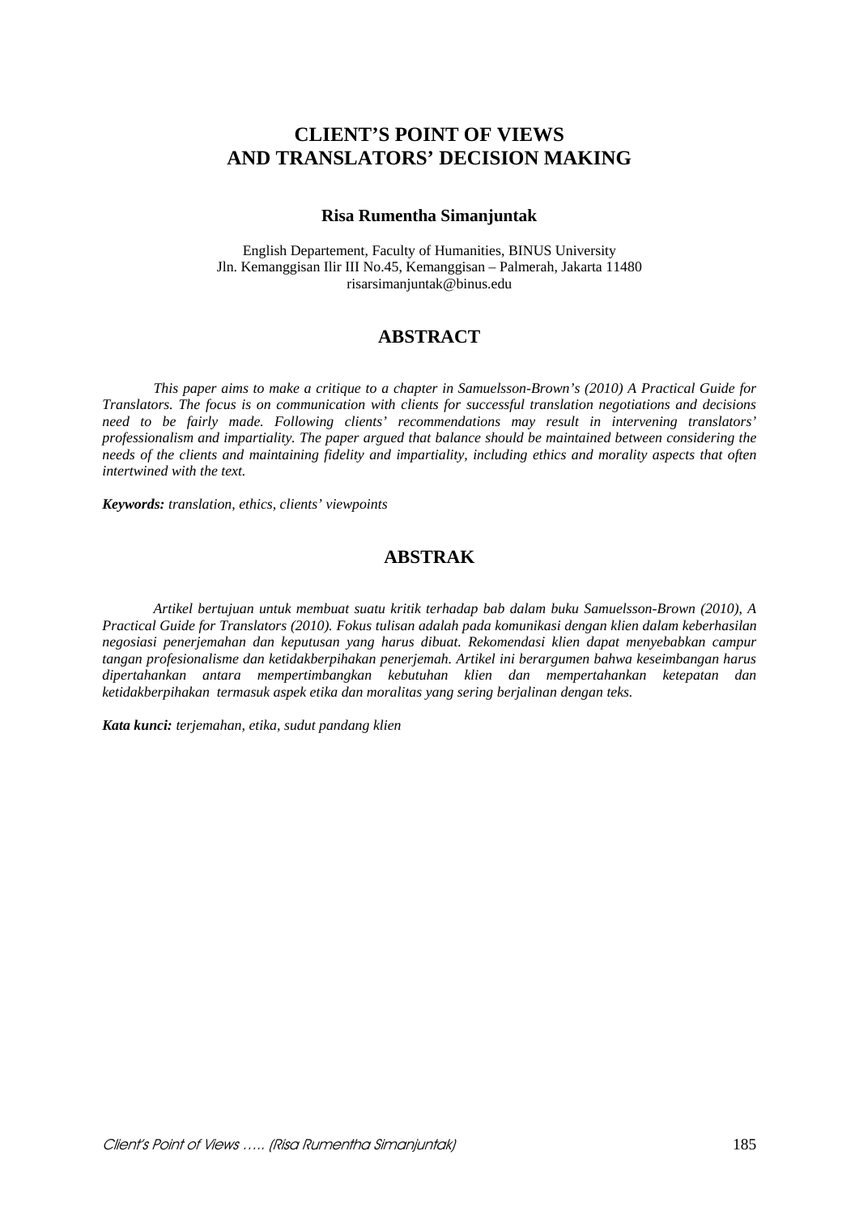# CLIENT'S POINT OF VIEWS AND TRANSLATORS' DECISION MAKING

**Risa Rumentha Simanjuntak**

English Departement, Faculty of Humanities, BINUS University
Jln. Kemanggisan Ilir III No.45, Kemanggisan – Palmerah, Jakarta 11480
risarsimanjuntak@binus.edu

## ABSTRACT

*This paper aims to make a critique to a chapter in Samuelsson-Brown's (2010) A Practical Guide for Translators. The focus is on communication with clients for successful translation negotiations and decisions need to be fairly made. Following clients' recommendations may result in intervening translators' professionalism and impartiality. The paper argued that balance should be maintained between considering the needs of the clients and maintaining fidelity and impartiality, including ethics and morality aspects that often intertwined with the text.*

***Keywords:*** *translation, ethics, clients' viewpoints*

## ABSTRAK

*Artikel bertujuan untuk membuat suatu kritik terhadap bab dalam buku Samuelsson-Brown (2010), A Practical Guide for Translators (2010). Fokus tulisan adalah pada komunikasi dengan klien dalam keberhasilan negosiasi penerjemahan dan keputusan yang harus dibuat. Rekomendasi klien dapat menyebabkan campur tangan profesionalisme dan ketidakberpihakan penerjemah. Artikel ini berargumen bahwa keseimbangan harus dipertahankan antara mempertimbangkan kebutuhan klien dan mempertahankan ketepatan dan ketidakberpihakan termasuk aspek etika dan moralitas yang sering berjalinan dengan teks.*

***Kata kunci:*** *terjemahan, etika, sudut pandang klien*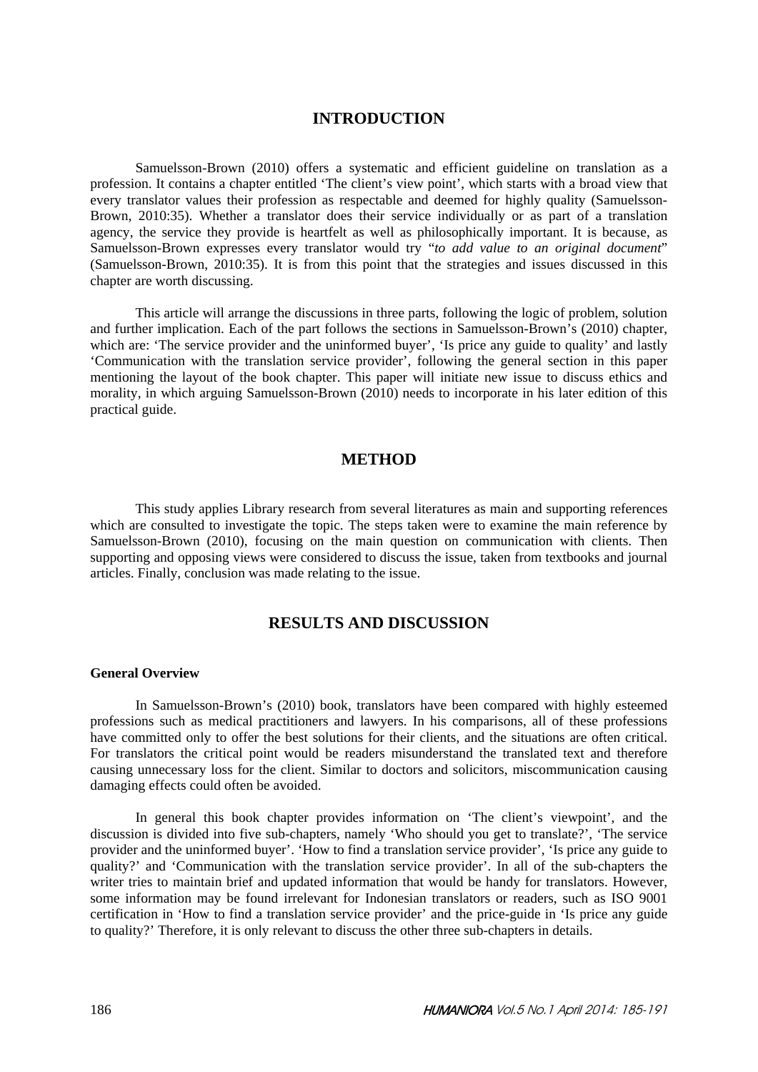# INTRODUCTION

Samuelsson-Brown (2010) offers a systematic and efficient guideline on translation as a profession. It contains a chapter entitled 'The client's view point', which starts with a broad view that every translator values their profession as respectable and deemed for highly quality (Samuelsson-Brown, 2010:35). Whether a translator does their service individually or as part of a translation agency, the service they provide is heartfelt as well as philosophically important. It is because, as Samuelsson-Brown expresses every translator would try "*to add value to an original document*" (Samuelsson-Brown, 2010:35). It is from this point that the strategies and issues discussed in this chapter are worth discussing.

This article will arrange the discussions in three parts, following the logic of problem, solution and further implication. Each of the part follows the sections in Samuelsson-Brown's (2010) chapter, which are: 'The service provider and the uninformed buyer', 'Is price any guide to quality' and lastly 'Communication with the translation service provider', following the general section in this paper mentioning the layout of the book chapter. This paper will initiate new issue to discuss ethics and morality, in which arguing Samuelsson-Brown (2010) needs to incorporate in his later edition of this practical guide.

# METHOD

This study applies Library research from several literatures as main and supporting references which are consulted to investigate the topic. The steps taken were to examine the main reference by Samuelsson-Brown (2010), focusing on the main question on communication with clients. Then supporting and opposing views were considered to discuss the issue, taken from textbooks and journal articles. Finally, conclusion was made relating to the issue.

# RESULTS AND DISCUSSION

**General Overview**

In Samuelsson-Brown's (2010) book, translators have been compared with highly esteemed professions such as medical practitioners and lawyers. In his comparisons, all of these professions have committed only to offer the best solutions for their clients, and the situations are often critical. For translators the critical point would be readers misunderstand the translated text and therefore causing unnecessary loss for the client. Similar to doctors and solicitors, miscommunication causing damaging effects could often be avoided.

In general this book chapter provides information on 'The client's viewpoint', and the discussion is divided into five sub-chapters, namely 'Who should you get to translate?', 'The service provider and the uninformed buyer'. 'How to find a translation service provider', 'Is price any guide to quality?' and 'Communication with the translation service provider'. In all of the sub-chapters the writer tries to maintain brief and updated information that would be handy for translators. However, some information may be found irrelevant for Indonesian translators or readers, such as ISO 9001 certification in 'How to find a translation service provider' and the price-guide in 'Is price any guide to quality?' Therefore, it is only relevant to discuss the other three sub-chapters in details.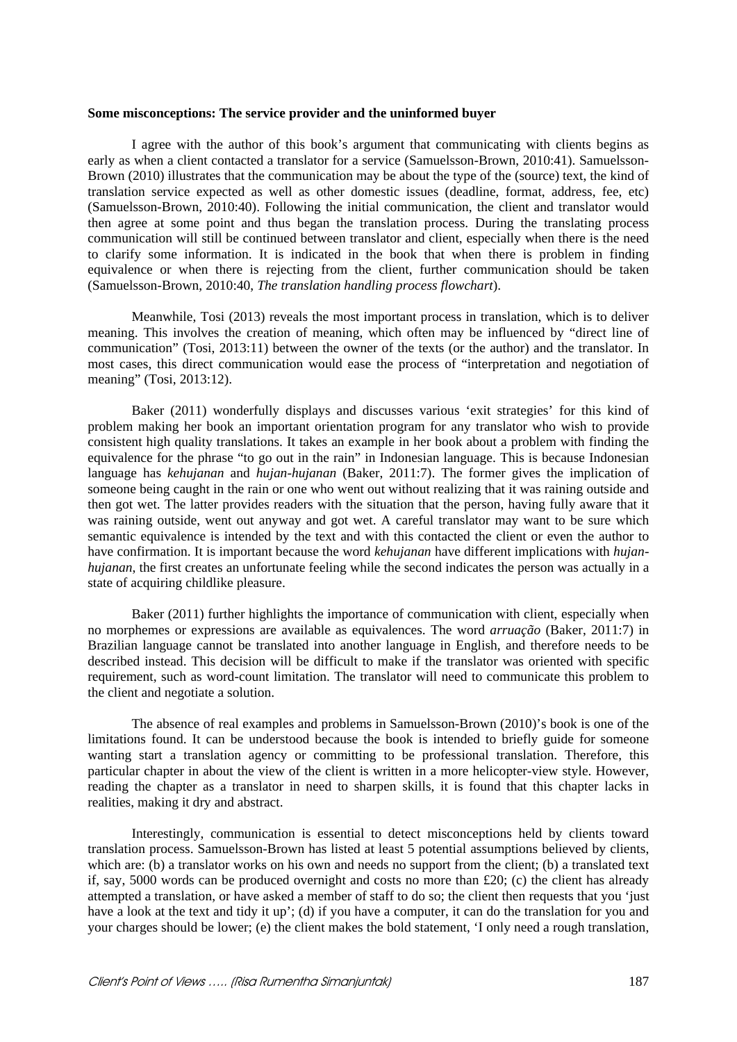**Some misconceptions: The service provider and the uninformed buyer**

I agree with the author of this book's argument that communicating with clients begins as early as when a client contacted a translator for a service (Samuelsson-Brown, 2010:41). Samuelsson-Brown (2010) illustrates that the communication may be about the type of the (source) text, the kind of translation service expected as well as other domestic issues (deadline, format, address, fee, etc) (Samuelsson-Brown, 2010:40). Following the initial communication, the client and translator would then agree at some point and thus began the translation process. During the translating process communication will still be continued between translator and client, especially when there is the need to clarify some information. It is indicated in the book that when there is problem in finding equivalence or when there is rejecting from the client, further communication should be taken (Samuelsson-Brown, 2010:40, *The translation handling process flowchart*).

Meanwhile, Tosi (2013) reveals the most important process in translation, which is to deliver meaning. This involves the creation of meaning, which often may be influenced by "direct line of communication" (Tosi, 2013:11) between the owner of the texts (or the author) and the translator. In most cases, this direct communication would ease the process of "interpretation and negotiation of meaning" (Tosi, 2013:12).

Baker (2011) wonderfully displays and discusses various 'exit strategies' for this kind of problem making her book an important orientation program for any translator who wish to provide consistent high quality translations. It takes an example in her book about a problem with finding the equivalence for the phrase "to go out in the rain" in Indonesian language. This is because Indonesian language has *kehujanan* and *hujan-hujanan* (Baker, 2011:7). The former gives the implication of someone being caught in the rain or one who went out without realizing that it was raining outside and then got wet. The latter provides readers with the situation that the person, having fully aware that it was raining outside, went out anyway and got wet. A careful translator may want to be sure which semantic equivalence is intended by the text and with this contacted the client or even the author to have confirmation. It is important because the word *kehujanan* have different implications with *hujan-hujanan*, the first creates an unfortunate feeling while the second indicates the person was actually in a state of acquiring childlike pleasure.

Baker (2011) further highlights the importance of communication with client, especially when no morphemes or expressions are available as equivalences. The word *arruação* (Baker, 2011:7) in Brazilian language cannot be translated into another language in English, and therefore needs to be described instead. This decision will be difficult to make if the translator was oriented with specific requirement, such as word-count limitation. The translator will need to communicate this problem to the client and negotiate a solution.

The absence of real examples and problems in Samuelsson-Brown (2010)'s book is one of the limitations found. It can be understood because the book is intended to briefly guide for someone wanting start a translation agency or committing to be professional translation. Therefore, this particular chapter in about the view of the client is written in a more helicopter-view style. However, reading the chapter as a translator in need to sharpen skills, it is found that this chapter lacks in realities, making it dry and abstract.

Interestingly, communication is essential to detect misconceptions held by clients toward translation process. Samuelsson-Brown has listed at least 5 potential assumptions believed by clients, which are: (b) a translator works on his own and needs no support from the client; (b) a translated text if, say, 5000 words can be produced overnight and costs no more than £20; (c) the client has already attempted a translation, or have asked a member of staff to do so; the client then requests that you 'just have a look at the text and tidy it up'; (d) if you have a computer, it can do the translation for you and your charges should be lower; (e) the client makes the bold statement, 'I only need a rough translation,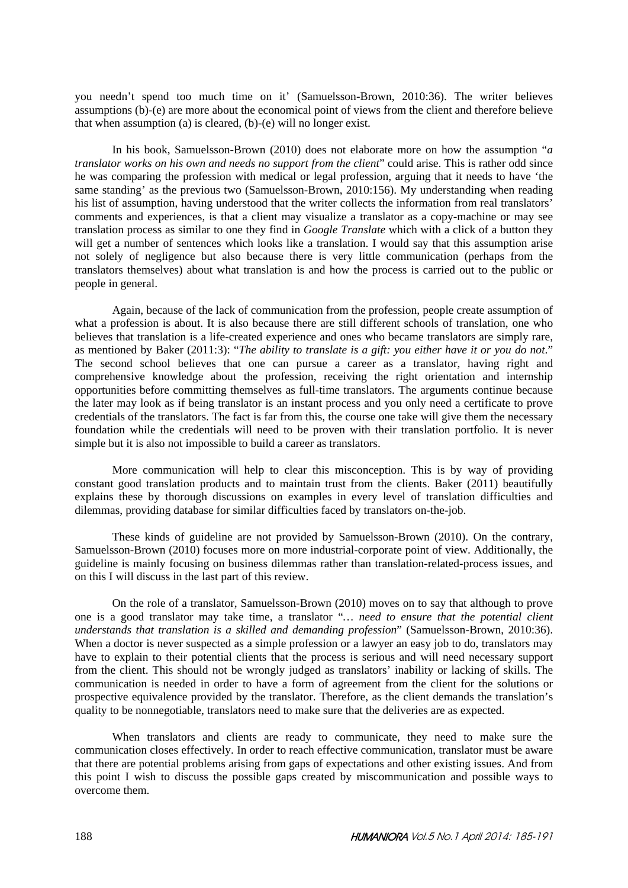you needn't spend too much time on it' (Samuelsson-Brown, 2010:36). The writer believes assumptions (b)-(e) are more about the economical point of views from the client and therefore believe that when assumption (a) is cleared, (b)-(e) will no longer exist.

In his book, Samuelsson-Brown (2010) does not elaborate more on how the assumption "*a translator works on his own and needs no support from the client*" could arise. This is rather odd since he was comparing the profession with medical or legal profession, arguing that it needs to have 'the same standing' as the previous two (Samuelsson-Brown, 2010:156). My understanding when reading his list of assumption, having understood that the writer collects the information from real translators' comments and experiences, is that a client may visualize a translator as a copy-machine or may see translation process as similar to one they find in *Google Translate* which with a click of a button they will get a number of sentences which looks like a translation. I would say that this assumption arise not solely of negligence but also because there is very little communication (perhaps from the translators themselves) about what translation is and how the process is carried out to the public or people in general.

Again, because of the lack of communication from the profession, people create assumption of what a profession is about. It is also because there are still different schools of translation, one who believes that translation is a life-created experience and ones who became translators are simply rare, as mentioned by Baker (2011:3): "*The ability to translate is a gift: you either have it or you do not.*" The second school believes that one can pursue a career as a translator, having right and comprehensive knowledge about the profession, receiving the right orientation and internship opportunities before committing themselves as full-time translators. The arguments continue because the later may look as if being translator is an instant process and you only need a certificate to prove credentials of the translators. The fact is far from this, the course one take will give them the necessary foundation while the credentials will need to be proven with their translation portfolio. It is never simple but it is also not impossible to build a career as translators.

More communication will help to clear this misconception. This is by way of providing constant good translation products and to maintain trust from the clients. Baker (2011) beautifully explains these by thorough discussions on examples in every level of translation difficulties and dilemmas, providing database for similar difficulties faced by translators on-the-job.

These kinds of guideline are not provided by Samuelsson-Brown (2010). On the contrary, Samuelsson-Brown (2010) focuses more on more industrial-corporate point of view. Additionally, the guideline is mainly focusing on business dilemmas rather than translation-related-process issues, and on this I will discuss in the last part of this review.

On the role of a translator, Samuelsson-Brown (2010) moves on to say that although to prove one is a good translator may take time, a translator "*… need to ensure that the potential client understands that translation is a skilled and demanding profession*" (Samuelsson-Brown, 2010:36). When a doctor is never suspected as a simple profession or a lawyer an easy job to do, translators may have to explain to their potential clients that the process is serious and will need necessary support from the client. This should not be wrongly judged as translators' inability or lacking of skills. The communication is needed in order to have a form of agreement from the client for the solutions or prospective equivalence provided by the translator. Therefore, as the client demands the translation's quality to be nonnegotiable, translators need to make sure that the deliveries are as expected.

When translators and clients are ready to communicate, they need to make sure the communication closes effectively. In order to reach effective communication, translator must be aware that there are potential problems arising from gaps of expectations and other existing issues. And from this point I wish to discuss the possible gaps created by miscommunication and possible ways to overcome them.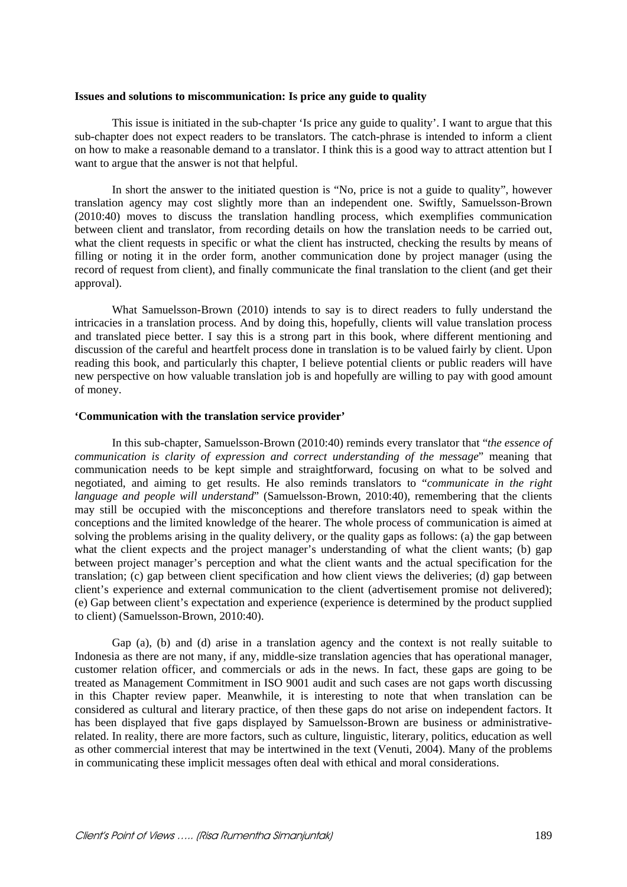**Issues and solutions to miscommunication: Is price any guide to quality**

This issue is initiated in the sub-chapter 'Is price any guide to quality'. I want to argue that this sub-chapter does not expect readers to be translators. The catch-phrase is intended to inform a client on how to make a reasonable demand to a translator. I think this is a good way to attract attention but I want to argue that the answer is not that helpful.

In short the answer to the initiated question is "No, price is not a guide to quality", however translation agency may cost slightly more than an independent one. Swiftly, Samuelsson-Brown (2010:40) moves to discuss the translation handling process, which exemplifies communication between client and translator, from recording details on how the translation needs to be carried out, what the client requests in specific or what the client has instructed, checking the results by means of filling or noting it in the order form, another communication done by project manager (using the record of request from client), and finally communicate the final translation to the client (and get their approval).

What Samuelsson-Brown (2010) intends to say is to direct readers to fully understand the intricacies in a translation process. And by doing this, hopefully, clients will value translation process and translated piece better. I say this is a strong part in this book, where different mentioning and discussion of the careful and heartfelt process done in translation is to be valued fairly by client. Upon reading this book, and particularly this chapter, I believe potential clients or public readers will have new perspective on how valuable translation job is and hopefully are willing to pay with good amount of money.

**'Communication with the translation service provider'**

In this sub-chapter, Samuelsson-Brown (2010:40) reminds every translator that "*the essence of communication is clarity of expression and correct understanding of the message*" meaning that communication needs to be kept simple and straightforward, focusing on what to be solved and negotiated, and aiming to get results. He also reminds translators to "*communicate in the right language and people will understand*" (Samuelsson-Brown, 2010:40), remembering that the clients may still be occupied with the misconceptions and therefore translators need to speak within the conceptions and the limited knowledge of the hearer. The whole process of communication is aimed at solving the problems arising in the quality delivery, or the quality gaps as follows: (a) the gap between what the client expects and the project manager's understanding of what the client wants; (b) gap between project manager's perception and what the client wants and the actual specification for the translation; (c) gap between client specification and how client views the deliveries; (d) gap between client's experience and external communication to the client (advertisement promise not delivered); (e) Gap between client's expectation and experience (experience is determined by the product supplied to client) (Samuelsson-Brown, 2010:40).

Gap (a), (b) and (d) arise in a translation agency and the context is not really suitable to Indonesia as there are not many, if any, middle-size translation agencies that has operational manager, customer relation officer, and commercials or ads in the news. In fact, these gaps are going to be treated as Management Commitment in ISO 9001 audit and such cases are not gaps worth discussing in this Chapter review paper. Meanwhile, it is interesting to note that when translation can be considered as cultural and literary practice, of then these gaps do not arise on independent factors. It has been displayed that five gaps displayed by Samuelsson-Brown are business or administrative-related. In reality, there are more factors, such as culture, linguistic, literary, politics, education as well as other commercial interest that may be intertwined in the text (Venuti, 2004). Many of the problems in communicating these implicit messages often deal with ethical and moral considerations.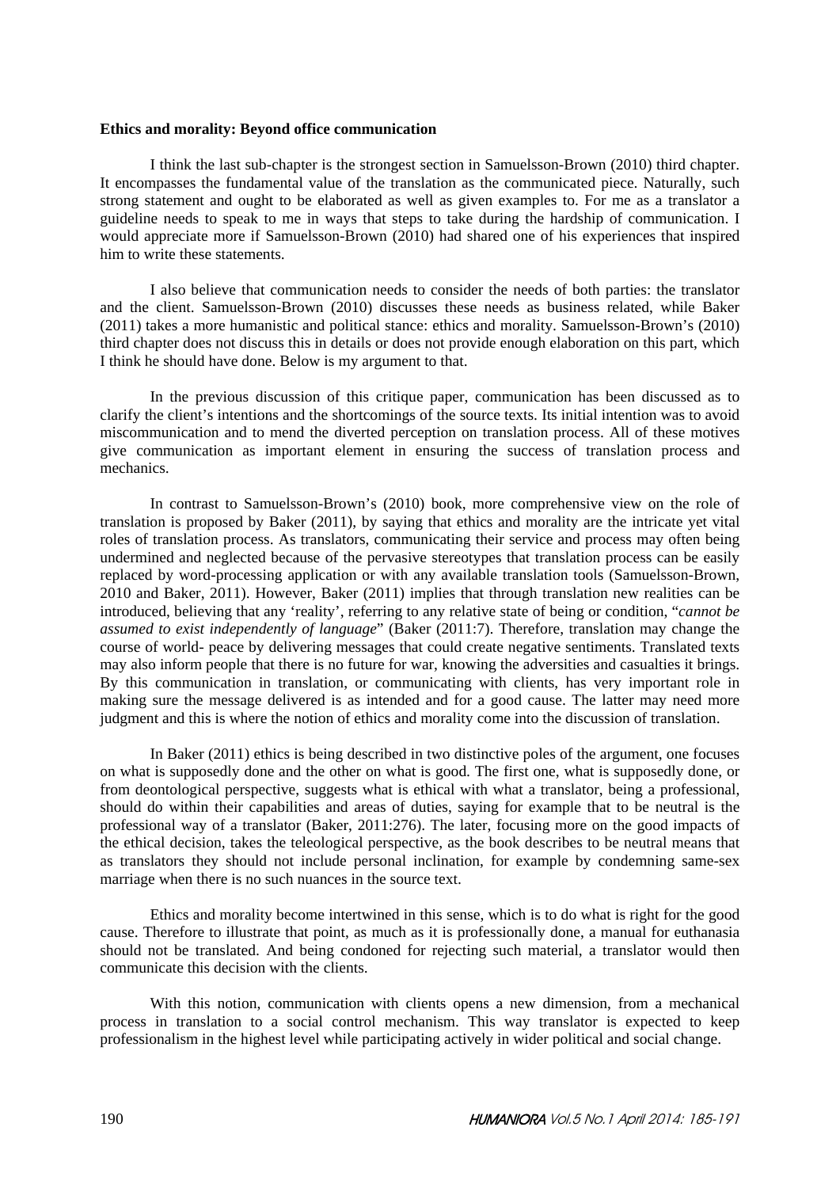**Ethics and morality: Beyond office communication**

I think the last sub-chapter is the strongest section in Samuelsson-Brown (2010) third chapter. It encompasses the fundamental value of the translation as the communicated piece. Naturally, such strong statement and ought to be elaborated as well as given examples to. For me as a translator a guideline needs to speak to me in ways that steps to take during the hardship of communication. I would appreciate more if Samuelsson-Brown (2010) had shared one of his experiences that inspired him to write these statements.

I also believe that communication needs to consider the needs of both parties: the translator and the client. Samuelsson-Brown (2010) discusses these needs as business related, while Baker (2011) takes a more humanistic and political stance: ethics and morality. Samuelsson-Brown's (2010) third chapter does not discuss this in details or does not provide enough elaboration on this part, which I think he should have done. Below is my argument to that.

In the previous discussion of this critique paper, communication has been discussed as to clarify the client's intentions and the shortcomings of the source texts. Its initial intention was to avoid miscommunication and to mend the diverted perception on translation process. All of these motives give communication as important element in ensuring the success of translation process and mechanics.

In contrast to Samuelsson-Brown's (2010) book, more comprehensive view on the role of translation is proposed by Baker (2011), by saying that ethics and morality are the intricate yet vital roles of translation process. As translators, communicating their service and process may often being undermined and neglected because of the pervasive stereotypes that translation process can be easily replaced by word-processing application or with any available translation tools (Samuelsson-Brown, 2010 and Baker, 2011). However, Baker (2011) implies that through translation new realities can be introduced, believing that any 'reality', referring to any relative state of being or condition, "*cannot be assumed to exist independently of language*" (Baker (2011:7). Therefore, translation may change the course of world- peace by delivering messages that could create negative sentiments. Translated texts may also inform people that there is no future for war, knowing the adversities and casualties it brings. By this communication in translation, or communicating with clients, has very important role in making sure the message delivered is as intended and for a good cause. The latter may need more judgment and this is where the notion of ethics and morality come into the discussion of translation.

In Baker (2011) ethics is being described in two distinctive poles of the argument, one focuses on what is supposedly done and the other on what is good. The first one, what is supposedly done, or from deontological perspective, suggests what is ethical with what a translator, being a professional, should do within their capabilities and areas of duties, saying for example that to be neutral is the professional way of a translator (Baker, 2011:276). The later, focusing more on the good impacts of the ethical decision, takes the teleological perspective, as the book describes to be neutral means that as translators they should not include personal inclination, for example by condemning same-sex marriage when there is no such nuances in the source text.

Ethics and morality become intertwined in this sense, which is to do what is right for the good cause. Therefore to illustrate that point, as much as it is professionally done, a manual for euthanasia should not be translated. And being condoned for rejecting such material, a translator would then communicate this decision with the clients.

With this notion, communication with clients opens a new dimension, from a mechanical process in translation to a social control mechanism. This way translator is expected to keep professionalism in the highest level while participating actively in wider political and social change.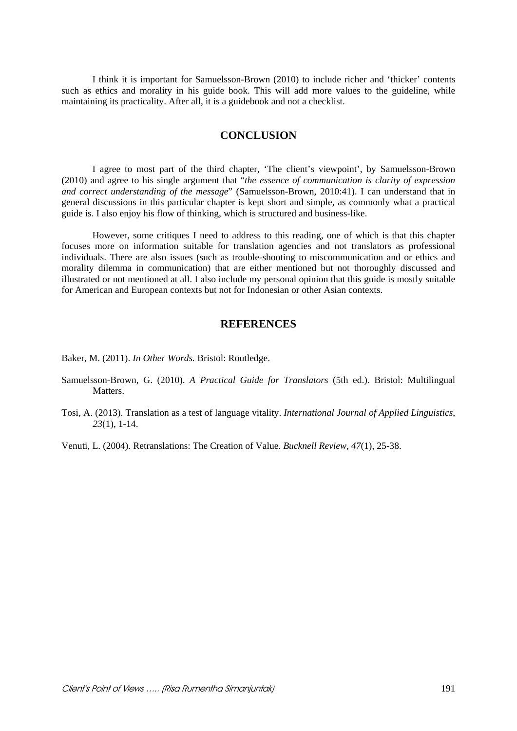I think it is important for Samuelsson-Brown (2010) to include richer and 'thicker' contents such as ethics and morality in his guide book. This will add more values to the guideline, while maintaining its practicality. After all, it is a guidebook and not a checklist.

## CONCLUSION

I agree to most part of the third chapter, 'The client's viewpoint', by Samuelsson-Brown (2010) and agree to his single argument that "*the essence of communication is clarity of expression and correct understanding of the message*" (Samuelsson-Brown, 2010:41). I can understand that in general discussions in this particular chapter is kept short and simple, as commonly what a practical guide is. I also enjoy his flow of thinking, which is structured and business-like.

However, some critiques I need to address to this reading, one of which is that this chapter focuses more on information suitable for translation agencies and not translators as professional individuals. There are also issues (such as trouble-shooting to miscommunication and or ethics and morality dilemma in communication) that are either mentioned but not thoroughly discussed and illustrated or not mentioned at all. I also include my personal opinion that this guide is mostly suitable for American and European contexts but not for Indonesian or other Asian contexts.

## REFERENCES

Baker, M. (2011). *In Other Words.* Bristol: Routledge.

Samuelsson-Brown, G. (2010). *A Practical Guide for Translators* (5th ed.). Bristol: Multilingual Matters.

Tosi, A. (2013). Translation as a test of language vitality. *International Journal of Applied Linguistics*, *23*(1), 1-14.

Venuti, L. (2004). Retranslations: The Creation of Value. *Bucknell Review*, *47*(1), 25-38.